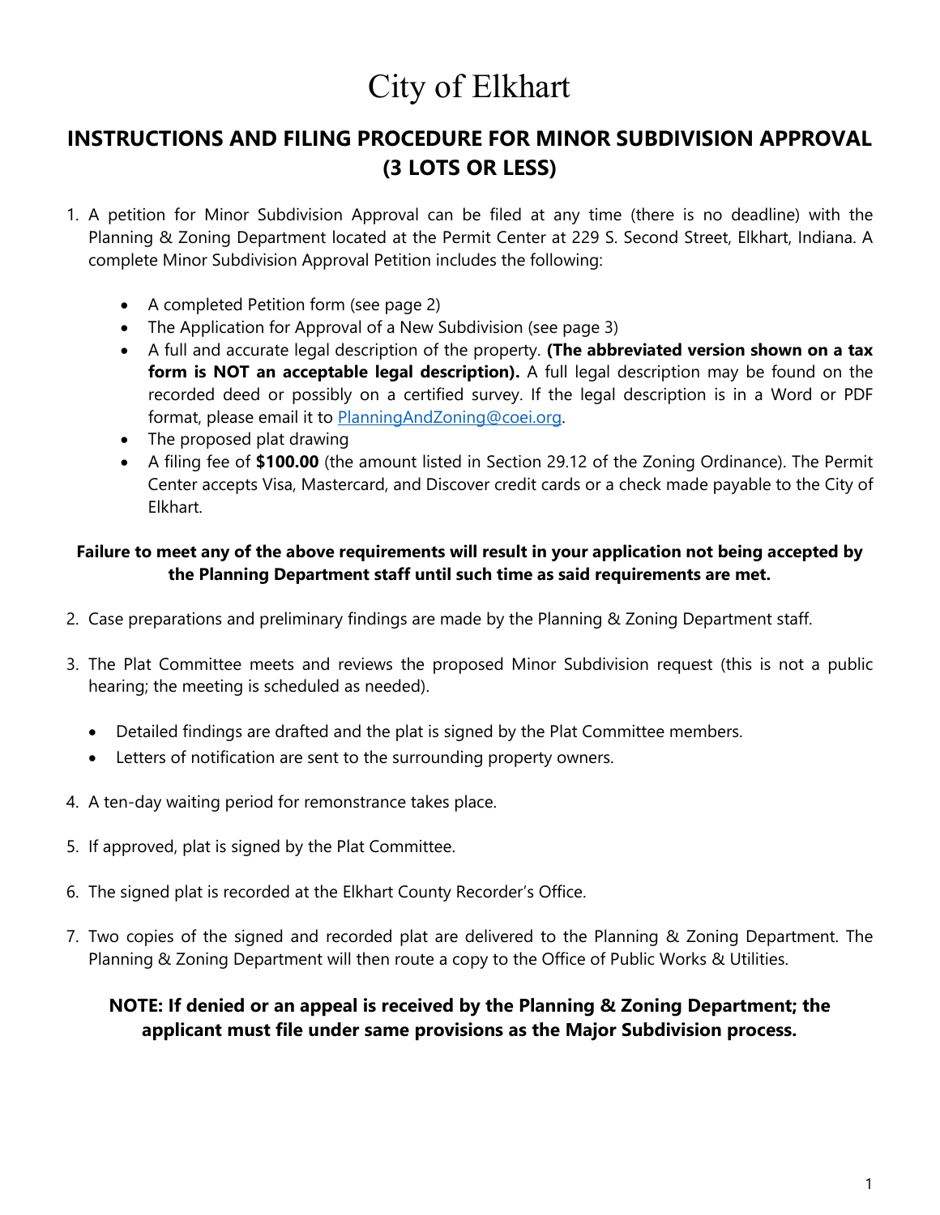# City of Elkhart

## INSTRUCTIONS AND FILING PROCEDURE FOR MINOR SUBDIVISION APPROVAL (3 LOTS OR LESS)

1. A petition for Minor Subdivision Approval can be filed at any time (there is no deadline) with the Planning & Zoning Department located at the Permit Center at 229 S. Second Street, Elkhart, Indiana. A complete Minor Subdivision Approval Petition includes the following:

   - A completed Petition form (see page 2)
   - The Application for Approval of a New Subdivision (see page 3)
   - A full and accurate legal description of the property. **(The abbreviated version shown on a tax form is NOT an acceptable legal description).** A full legal description may be found on the recorded deed or possibly on a certified survey. If the legal description is in a Word or PDF format, please email it to PlanningAndZoning@coei.org.
   - The proposed plat drawing
   - A filing fee of **$100.00** (the amount listed in Section 29.12 of the Zoning Ordinance). The Permit Center accepts Visa, Mastercard, and Discover credit cards or a check made payable to the City of Elkhart.

**Failure to meet any of the above requirements will result in your application not being accepted by the Planning Department staff until such time as said requirements are met.**

2. Case preparations and preliminary findings are made by the Planning & Zoning Department staff.

3. The Plat Committee meets and reviews the proposed Minor Subdivision request (this is not a public hearing; the meeting is scheduled as needed).

   - Detailed findings are drafted and the plat is signed by the Plat Committee members.
   - Letters of notification are sent to the surrounding property owners.

4. A ten-day waiting period for remonstrance takes place.

5. If approved, plat is signed by the Plat Committee.

6. The signed plat is recorded at the Elkhart County Recorder's Office.

7. Two copies of the signed and recorded plat are delivered to the Planning & Zoning Department. The Planning & Zoning Department will then route a copy to the Office of Public Works & Utilities.

**NOTE: If denied or an appeal is received by the Planning & Zoning Department; the applicant must file under same provisions as the Major Subdivision process.**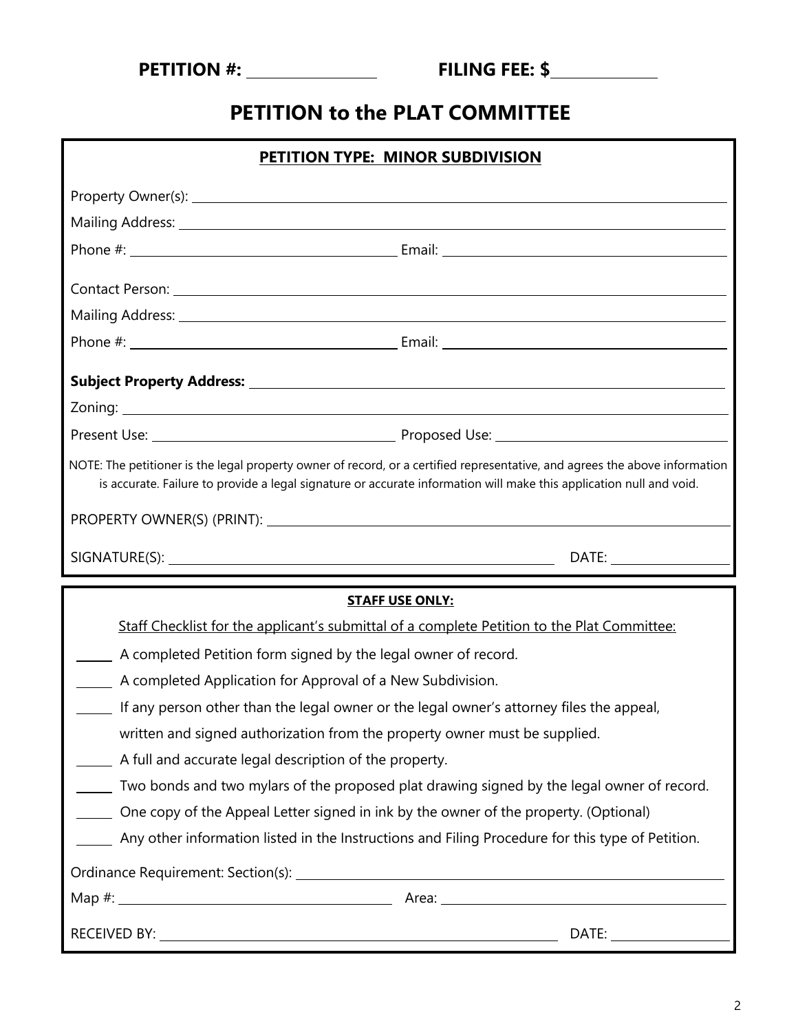**PETITION #:** ____________ **FILING FEE: $**____________

# PETITION to the PLAT COMMITTEE

## PETITION TYPE: MINOR SUBDIVISION

Property Owner(s): ____________________

Mailing Address: ____________________

Phone #: ____________________ Email: ____________________

Contact Person: ____________________

Mailing Address: ____________________

Phone #: ____________________ Email: ____________________

**Subject Property Address:** ____________________

Zoning: ____________________

Present Use: ____________________ Proposed Use: ____________________

NOTE: The petitioner is the legal property owner of record, or a certified representative, and agrees the above information is accurate. Failure to provide a legal signature or accurate information will make this application null and void.

PROPERTY OWNER(S) (PRINT): ____________________

SIGNATURE(S): ____________________ DATE: ____________

## STAFF USE ONLY:

Staff Checklist for the applicant's submittal of a complete Petition to the Plat Committee:

_____ A completed Petition form signed by the legal owner of record.

_____ A completed Application for Approval of a New Subdivision.

_____ If any person other than the legal owner or the legal owner's attorney files the appeal, written and signed authorization from the property owner must be supplied.

_____ A full and accurate legal description of the property.

_____ Two bonds and two mylars of the proposed plat drawing signed by the legal owner of record.

_____ One copy of the Appeal Letter signed in ink by the owner of the property. (Optional)

_____ Any other information listed in the Instructions and Filing Procedure for this type of Petition.

Ordinance Requirement: Section(s): ____________________

Map #: ____________________ Area: ____________________

RECEIVED BY: ____________________ DATE: ____________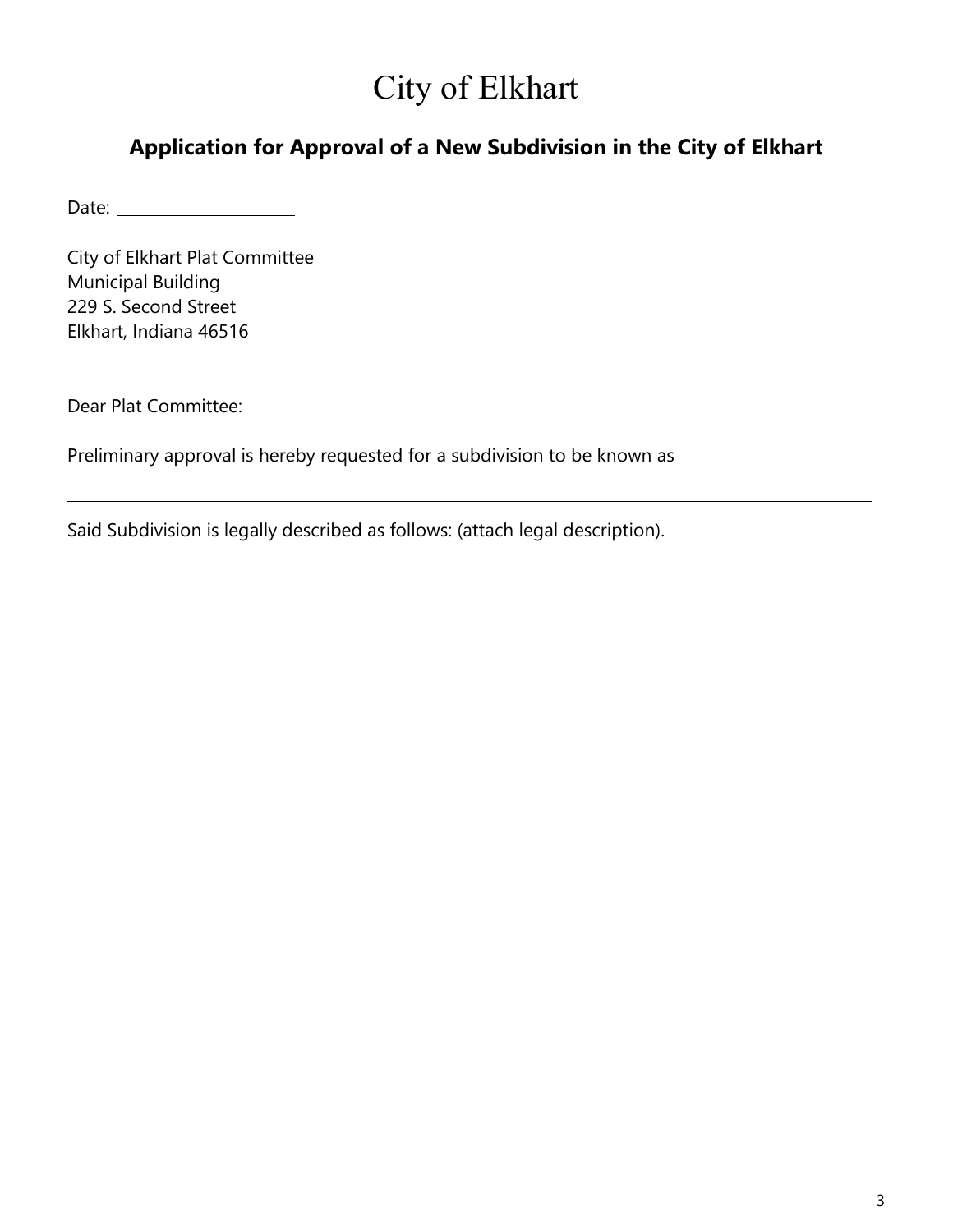# City of Elkhart

## Application for Approval of a New Subdivision in the City of Elkhart

Date: ____________________

City of Elkhart Plat Committee
Municipal Building
229 S. Second Street
Elkhart, Indiana 46516

Dear Plat Committee:

Preliminary approval is hereby requested for a subdivision to be known as

______________________________________________________________________________

Said Subdivision is legally described as follows: (attach legal description).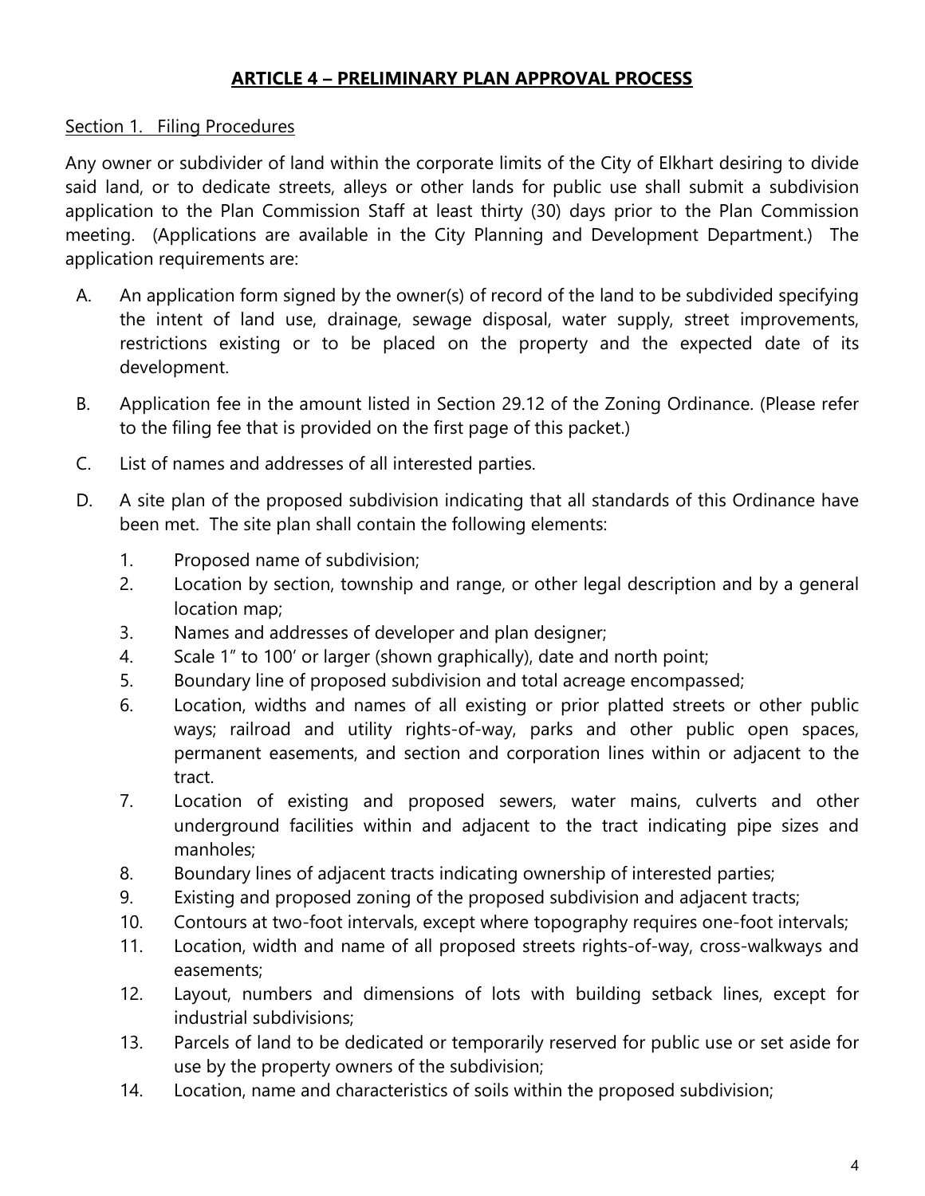## **ARTICLE 4 – PRELIMINARY PLAN APPROVAL PROCESS**

Section 1. Filing Procedures

Any owner or subdivider of land within the corporate limits of the City of Elkhart desiring to divide said land, or to dedicate streets, alleys or other lands for public use shall submit a subdivision application to the Plan Commission Staff at least thirty (30) days prior to the Plan Commission meeting. (Applications are available in the City Planning and Development Department.) The application requirements are:

A. An application form signed by the owner(s) of record of the land to be subdivided specifying the intent of land use, drainage, sewage disposal, water supply, street improvements, restrictions existing or to be placed on the property and the expected date of its development.

B. Application fee in the amount listed in Section 29.12 of the Zoning Ordinance. (Please refer to the filing fee that is provided on the first page of this packet.)

C. List of names and addresses of all interested parties.

D. A site plan of the proposed subdivision indicating that all standards of this Ordinance have been met. The site plan shall contain the following elements:

1. Proposed name of subdivision;
2. Location by section, township and range, or other legal description and by a general location map;
3. Names and addresses of developer and plan designer;
4. Scale 1" to 100' or larger (shown graphically), date and north point;
5. Boundary line of proposed subdivision and total acreage encompassed;
6. Location, widths and names of all existing or prior platted streets or other public ways; railroad and utility rights-of-way, parks and other public open spaces, permanent easements, and section and corporation lines within or adjacent to the tract.
7. Location of existing and proposed sewers, water mains, culverts and other underground facilities within and adjacent to the tract indicating pipe sizes and manholes;
8. Boundary lines of adjacent tracts indicating ownership of interested parties;
9. Existing and proposed zoning of the proposed subdivision and adjacent tracts;
10. Contours at two-foot intervals, except where topography requires one-foot intervals;
11. Location, width and name of all proposed streets rights-of-way, cross-walkways and easements;
12. Layout, numbers and dimensions of lots with building setback lines, except for industrial subdivisions;
13. Parcels of land to be dedicated or temporarily reserved for public use or set aside for use by the property owners of the subdivision;
14. Location, name and characteristics of soils within the proposed subdivision;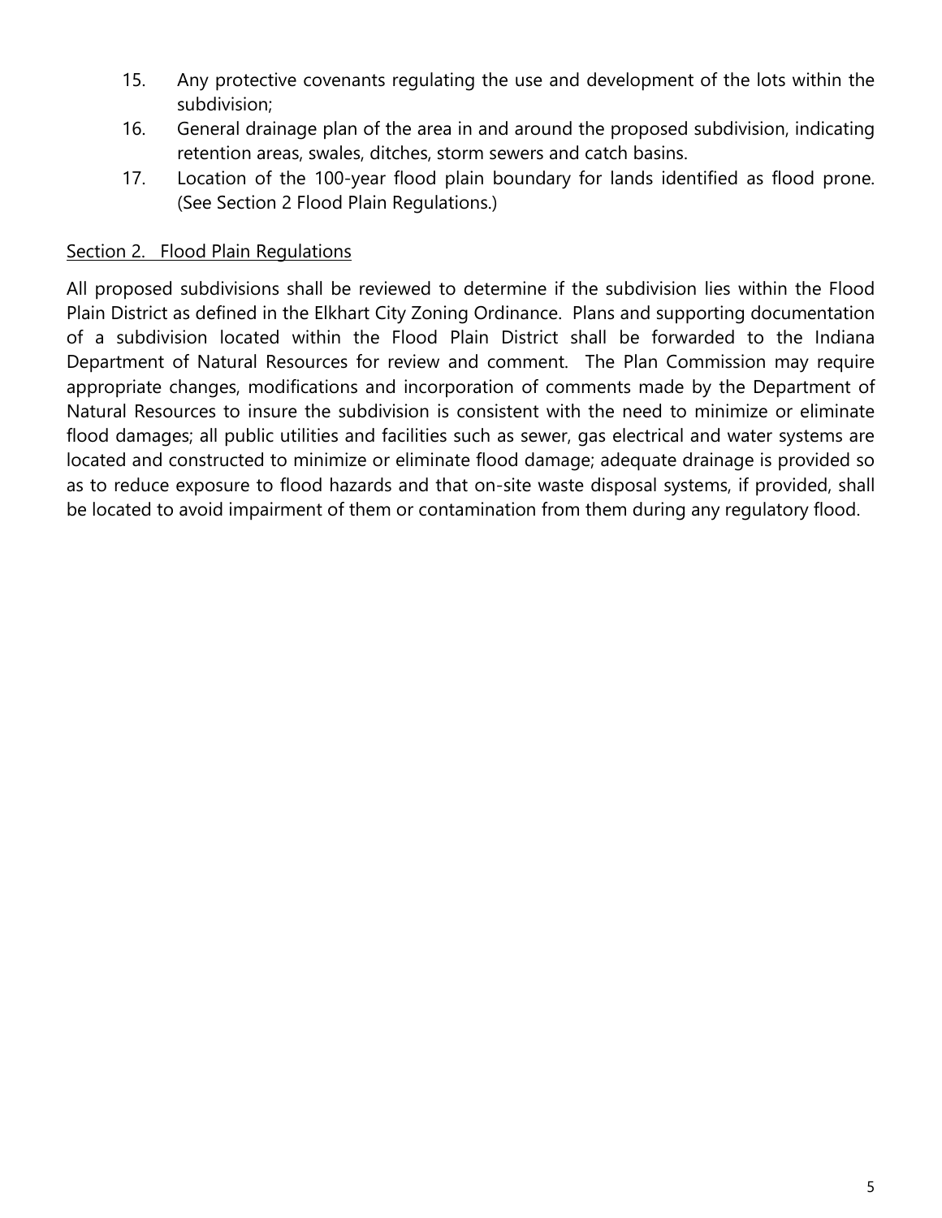15. Any protective covenants regulating the use and development of the lots within the subdivision;
16. General drainage plan of the area in and around the proposed subdivision, indicating retention areas, swales, ditches, storm sewers and catch basins.
17. Location of the 100-year flood plain boundary for lands identified as flood prone. (See Section 2 Flood Plain Regulations.)

<u>Section 2. Flood Plain Regulations</u>

All proposed subdivisions shall be reviewed to determine if the subdivision lies within the Flood Plain District as defined in the Elkhart City Zoning Ordinance. Plans and supporting documentation of a subdivision located within the Flood Plain District shall be forwarded to the Indiana Department of Natural Resources for review and comment. The Plan Commission may require appropriate changes, modifications and incorporation of comments made by the Department of Natural Resources to insure the subdivision is consistent with the need to minimize or eliminate flood damages; all public utilities and facilities such as sewer, gas electrical and water systems are located and constructed to minimize or eliminate flood damage; adequate drainage is provided so as to reduce exposure to flood hazards and that on-site waste disposal systems, if provided, shall be located to avoid impairment of them or contamination from them during any regulatory flood.